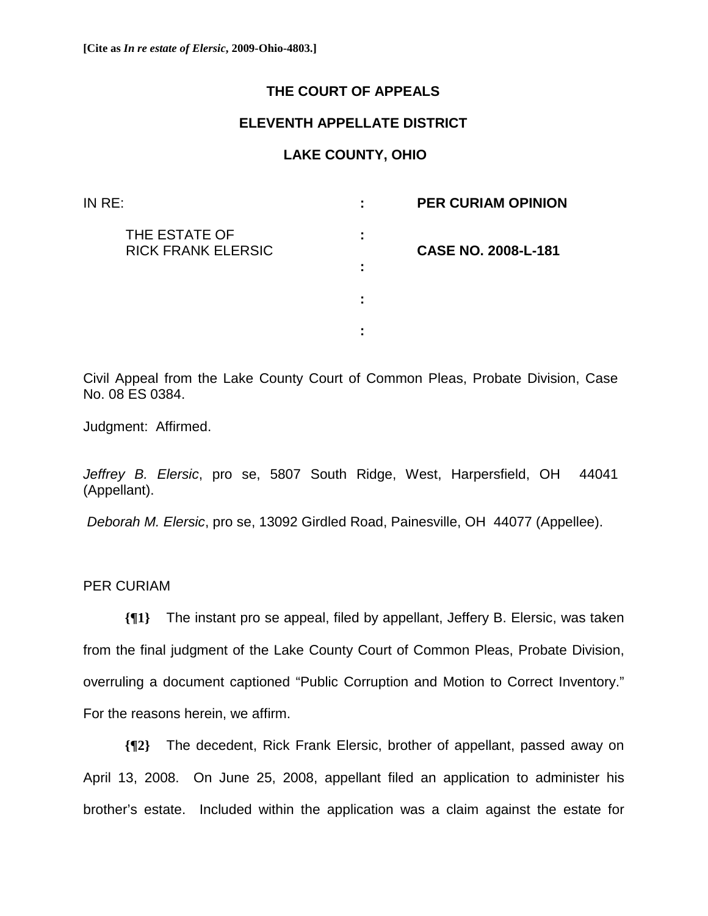**[Cite as *In re estate of Elersic*, 2009-Ohio-4803.]**

# THE COURT OF APPEALS

## ELEVENTH APPELLATE DISTRICT

## LAKE COUNTY, OHIO

| | | |
|---|---|---|
| IN RE: | : | **PER CURIAM OPINION** |
| THE ESTATE OF RICK FRANK ELERSIC | : | **CASE NO. 2008-L-181** |
| | : | |
| | : | |
| | : | |

Civil Appeal from the Lake County Court of Common Pleas, Probate Division, Case No. 08 ES 0384.

Judgment: Affirmed.

*Jeffrey B. Elersic*, pro se, 5807 South Ridge, West, Harpersfield, OH 44041 (Appellant).

*Deborah M. Elersic*, pro se, 13092 Girdled Road, Painesville, OH 44077 (Appellee).

PER CURIAM

**{¶1}** The instant pro se appeal, filed by appellant, Jeffery B. Elersic, was taken from the final judgment of the Lake County Court of Common Pleas, Probate Division, overruling a document captioned "Public Corruption and Motion to Correct Inventory." For the reasons herein, we affirm.

**{¶2}** The decedent, Rick Frank Elersic, brother of appellant, passed away on April 13, 2008. On June 25, 2008, appellant filed an application to administer his brother's estate. Included within the application was a claim against the estate for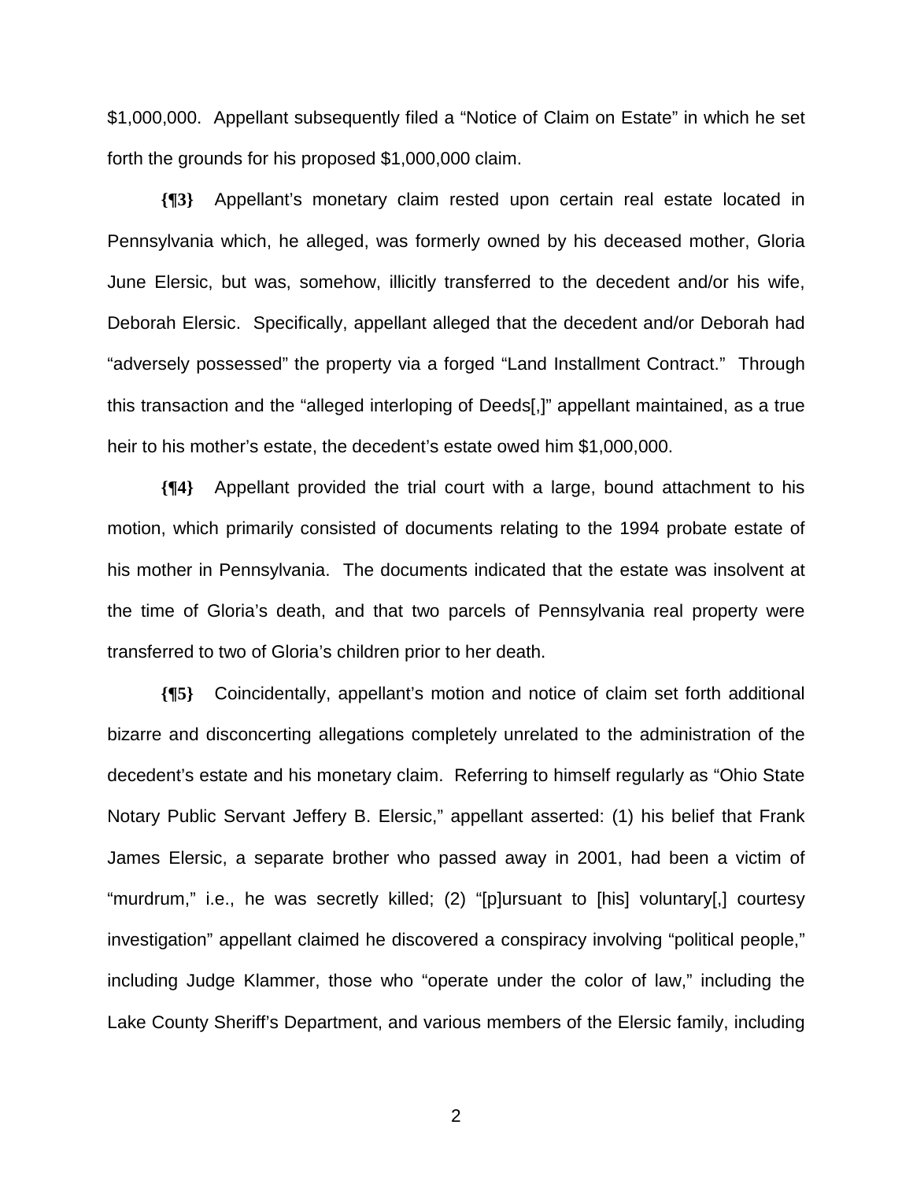$1,000,000. Appellant subsequently filed a "Notice of Claim on Estate" in which he set forth the grounds for his proposed $1,000,000 claim.

**{¶3}** Appellant's monetary claim rested upon certain real estate located in Pennsylvania which, he alleged, was formerly owned by his deceased mother, Gloria June Elersic, but was, somehow, illicitly transferred to the decedent and/or his wife, Deborah Elersic. Specifically, appellant alleged that the decedent and/or Deborah had "adversely possessed" the property via a forged "Land Installment Contract." Through this transaction and the "alleged interloping of Deeds[,]" appellant maintained, as a true heir to his mother's estate, the decedent's estate owed him $1,000,000.

**{¶4}** Appellant provided the trial court with a large, bound attachment to his motion, which primarily consisted of documents relating to the 1994 probate estate of his mother in Pennsylvania. The documents indicated that the estate was insolvent at the time of Gloria's death, and that two parcels of Pennsylvania real property were transferred to two of Gloria's children prior to her death.

**{¶5}** Coincidentally, appellant's motion and notice of claim set forth additional bizarre and disconcerting allegations completely unrelated to the administration of the decedent's estate and his monetary claim. Referring to himself regularly as "Ohio State Notary Public Servant Jeffery B. Elersic," appellant asserted: (1) his belief that Frank James Elersic, a separate brother who passed away in 2001, had been a victim of "murdrum," i.e., he was secretly killed; (2) "[p]ursuant to [his] voluntary[,] courtesy investigation" appellant claimed he discovered a conspiracy involving "political people," including Judge Klammer, those who "operate under the color of law," including the Lake County Sheriff's Department, and various members of the Elersic family, including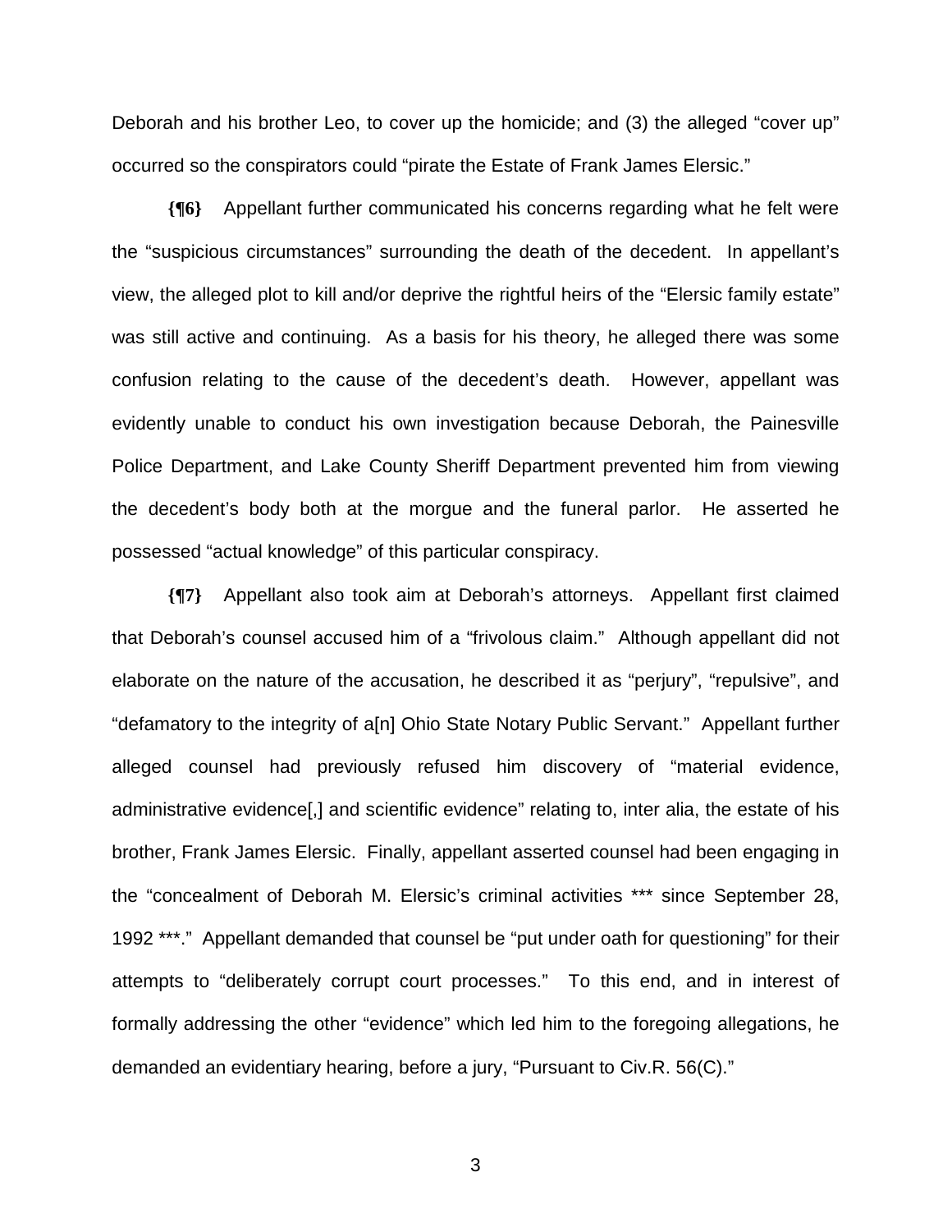Deborah and his brother Leo, to cover up the homicide; and (3) the alleged "cover up" occurred so the conspirators could "pirate the Estate of Frank James Elersic."

**{¶6}** Appellant further communicated his concerns regarding what he felt were the "suspicious circumstances" surrounding the death of the decedent. In appellant's view, the alleged plot to kill and/or deprive the rightful heirs of the "Elersic family estate" was still active and continuing. As a basis for his theory, he alleged there was some confusion relating to the cause of the decedent's death. However, appellant was evidently unable to conduct his own investigation because Deborah, the Painesville Police Department, and Lake County Sheriff Department prevented him from viewing the decedent's body both at the morgue and the funeral parlor. He asserted he possessed "actual knowledge" of this particular conspiracy.

**{¶7}** Appellant also took aim at Deborah's attorneys. Appellant first claimed that Deborah's counsel accused him of a "frivolous claim." Although appellant did not elaborate on the nature of the accusation, he described it as "perjury", "repulsive", and "defamatory to the integrity of a[n] Ohio State Notary Public Servant." Appellant further alleged counsel had previously refused him discovery of "material evidence, administrative evidence[,] and scientific evidence" relating to, inter alia, the estate of his brother, Frank James Elersic. Finally, appellant asserted counsel had been engaging in the "concealment of Deborah M. Elersic's criminal activities *** since September 28, 1992 ***." Appellant demanded that counsel be "put under oath for questioning" for their attempts to "deliberately corrupt court processes." To this end, and in interest of formally addressing the other "evidence" which led him to the foregoing allegations, he demanded an evidentiary hearing, before a jury, "Pursuant to Civ.R. 56(C)."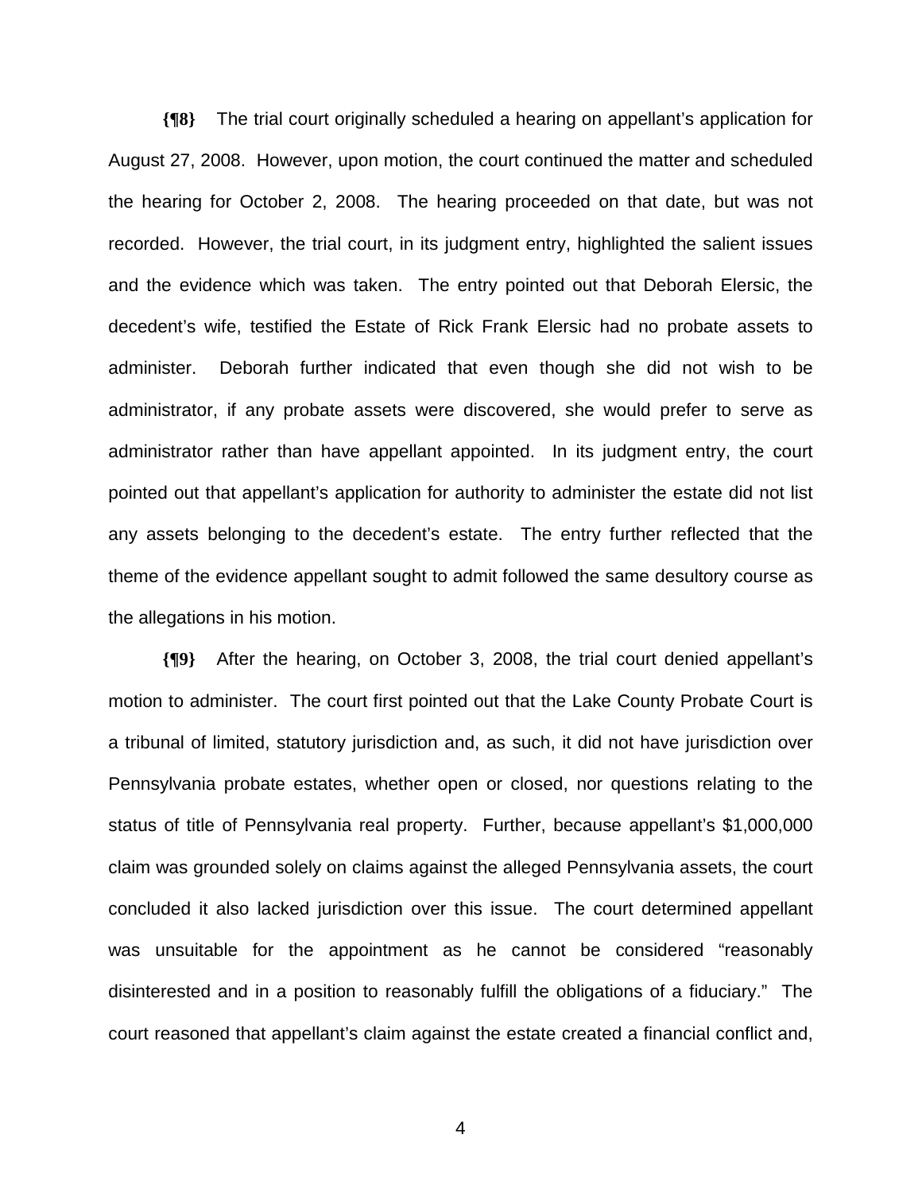**{¶8}** The trial court originally scheduled a hearing on appellant's application for August 27, 2008. However, upon motion, the court continued the matter and scheduled the hearing for October 2, 2008. The hearing proceeded on that date, but was not recorded. However, the trial court, in its judgment entry, highlighted the salient issues and the evidence which was taken. The entry pointed out that Deborah Elersic, the decedent's wife, testified the Estate of Rick Frank Elersic had no probate assets to administer. Deborah further indicated that even though she did not wish to be administrator, if any probate assets were discovered, she would prefer to serve as administrator rather than have appellant appointed. In its judgment entry, the court pointed out that appellant's application for authority to administer the estate did not list any assets belonging to the decedent's estate. The entry further reflected that the theme of the evidence appellant sought to admit followed the same desultory course as the allegations in his motion.

**{¶9}** After the hearing, on October 3, 2008, the trial court denied appellant's motion to administer. The court first pointed out that the Lake County Probate Court is a tribunal of limited, statutory jurisdiction and, as such, it did not have jurisdiction over Pennsylvania probate estates, whether open or closed, nor questions relating to the status of title of Pennsylvania real property. Further, because appellant's $1,000,000 claim was grounded solely on claims against the alleged Pennsylvania assets, the court concluded it also lacked jurisdiction over this issue. The court determined appellant was unsuitable for the appointment as he cannot be considered "reasonably disinterested and in a position to reasonably fulfill the obligations of a fiduciary." The court reasoned that appellant's claim against the estate created a financial conflict and,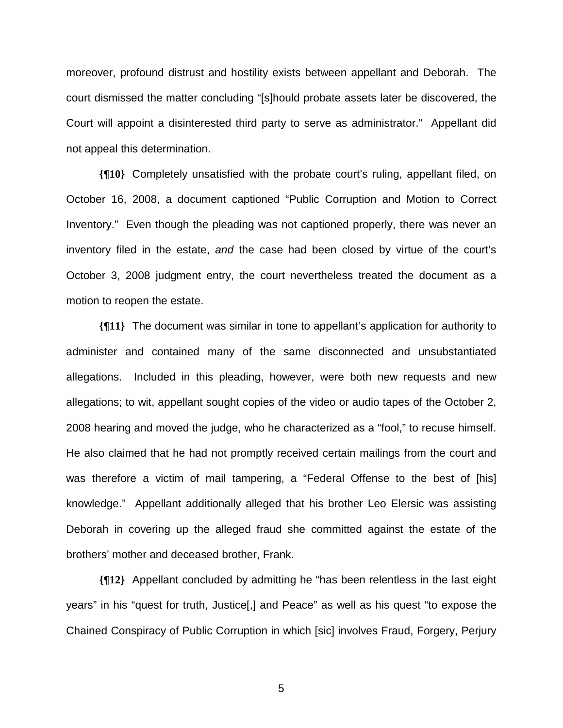moreover, profound distrust and hostility exists between appellant and Deborah. The court dismissed the matter concluding "[s]hould probate assets later be discovered, the Court will appoint a disinterested third party to serve as administrator." Appellant did not appeal this determination.

**{¶10}** Completely unsatisfied with the probate court's ruling, appellant filed, on October 16, 2008, a document captioned "Public Corruption and Motion to Correct Inventory." Even though the pleading was not captioned properly, there was never an inventory filed in the estate, *and* the case had been closed by virtue of the court's October 3, 2008 judgment entry, the court nevertheless treated the document as a motion to reopen the estate.

**{¶11}** The document was similar in tone to appellant's application for authority to administer and contained many of the same disconnected and unsubstantiated allegations. Included in this pleading, however, were both new requests and new allegations; to wit, appellant sought copies of the video or audio tapes of the October 2, 2008 hearing and moved the judge, who he characterized as a "fool," to recuse himself. He also claimed that he had not promptly received certain mailings from the court and was therefore a victim of mail tampering, a "Federal Offense to the best of [his] knowledge." Appellant additionally alleged that his brother Leo Elersic was assisting Deborah in covering up the alleged fraud she committed against the estate of the brothers' mother and deceased brother, Frank.

**{¶12}** Appellant concluded by admitting he "has been relentless in the last eight years" in his "quest for truth, Justice[,] and Peace" as well as his quest "to expose the Chained Conspiracy of Public Corruption in which [sic] involves Fraud, Forgery, Perjury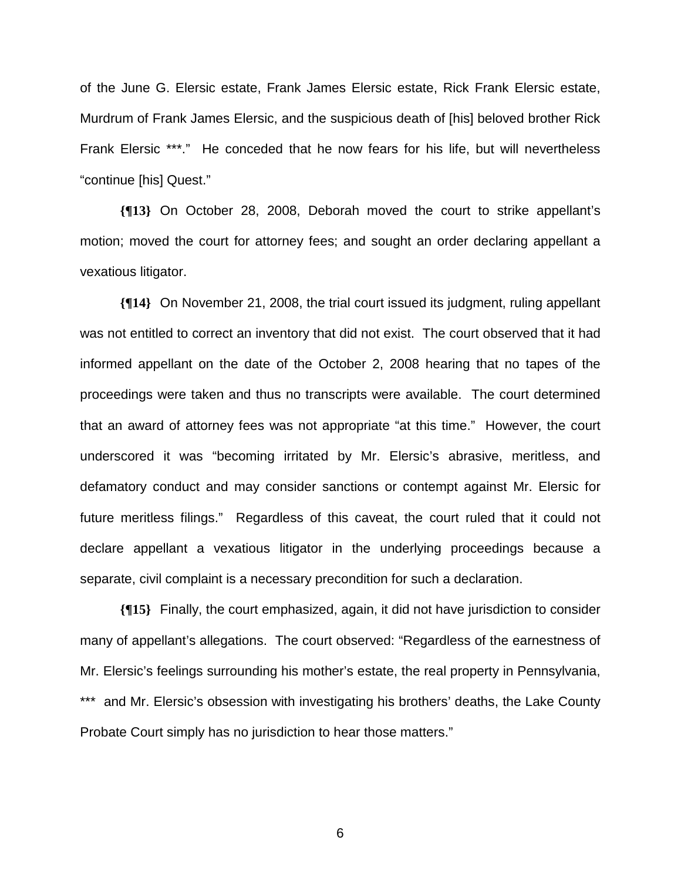of the June G. Elersic estate, Frank James Elersic estate, Rick Frank Elersic estate, Murdrum of Frank James Elersic, and the suspicious death of [his] beloved brother Rick Frank Elersic ***." He conceded that he now fears for his life, but will nevertheless "continue [his] Quest."

**{¶13}** On October 28, 2008, Deborah moved the court to strike appellant's motion; moved the court for attorney fees; and sought an order declaring appellant a vexatious litigator.

**{¶14}** On November 21, 2008, the trial court issued its judgment, ruling appellant was not entitled to correct an inventory that did not exist. The court observed that it had informed appellant on the date of the October 2, 2008 hearing that no tapes of the proceedings were taken and thus no transcripts were available. The court determined that an award of attorney fees was not appropriate "at this time." However, the court underscored it was "becoming irritated by Mr. Elersic's abrasive, meritless, and defamatory conduct and may consider sanctions or contempt against Mr. Elersic for future meritless filings." Regardless of this caveat, the court ruled that it could not declare appellant a vexatious litigator in the underlying proceedings because a separate, civil complaint is a necessary precondition for such a declaration.

**{¶15}** Finally, the court emphasized, again, it did not have jurisdiction to consider many of appellant's allegations. The court observed: "Regardless of the earnestness of Mr. Elersic's feelings surrounding his mother's estate, the real property in Pennsylvania, *** and Mr. Elersic's obsession with investigating his brothers' deaths, the Lake County Probate Court simply has no jurisdiction to hear those matters."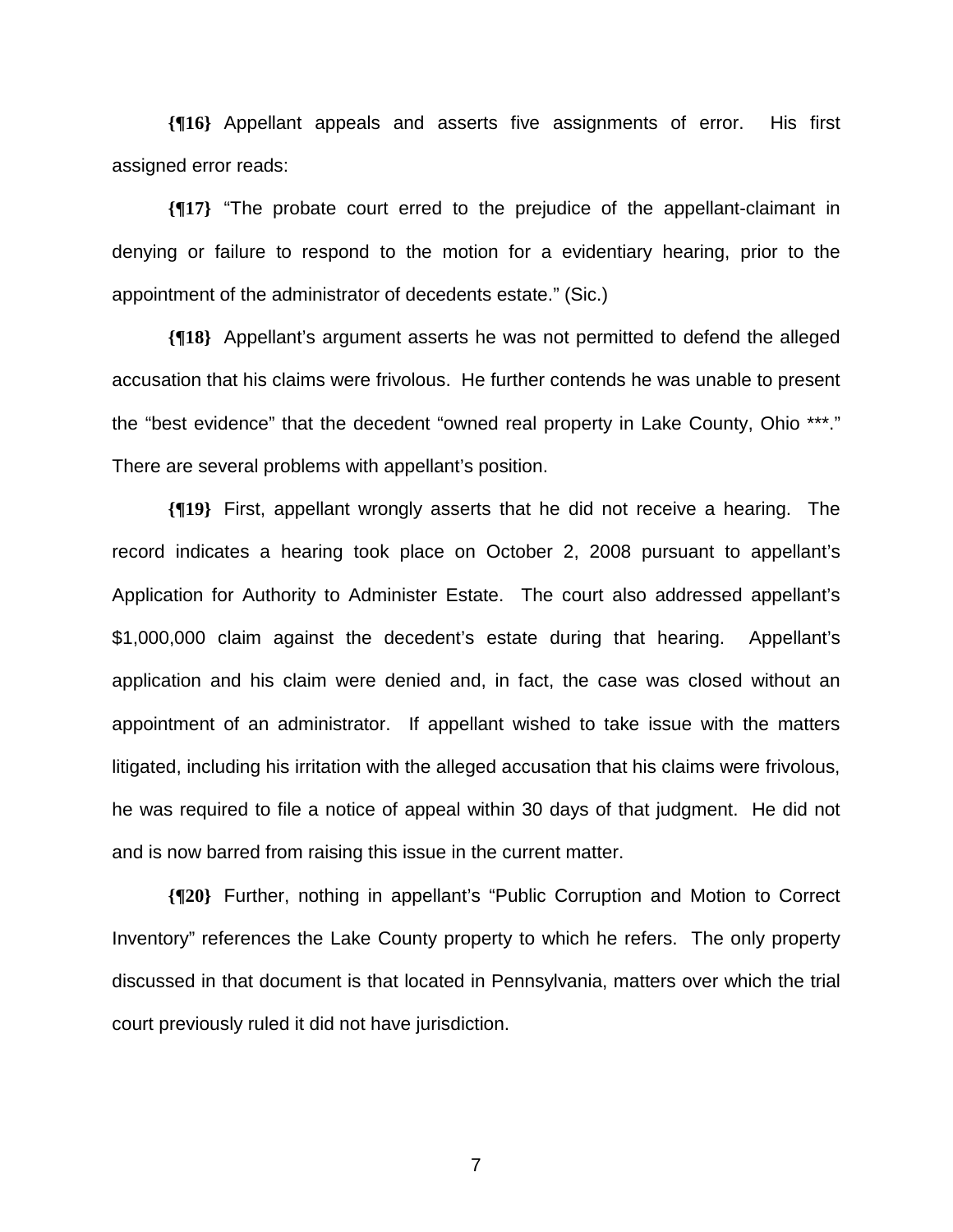**{¶16}** Appellant appeals and asserts five assignments of error. His first assigned error reads:

**{¶17}** "The probate court erred to the prejudice of the appellant-claimant in denying or failure to respond to the motion for a evidentiary hearing, prior to the appointment of the administrator of decedents estate." (Sic.)

**{¶18}** Appellant's argument asserts he was not permitted to defend the alleged accusation that his claims were frivolous. He further contends he was unable to present the "best evidence" that the decedent "owned real property in Lake County, Ohio ***." There are several problems with appellant's position.

**{¶19}** First, appellant wrongly asserts that he did not receive a hearing. The record indicates a hearing took place on October 2, 2008 pursuant to appellant's Application for Authority to Administer Estate. The court also addressed appellant's $1,000,000 claim against the decedent's estate during that hearing. Appellant's application and his claim were denied and, in fact, the case was closed without an appointment of an administrator. If appellant wished to take issue with the matters litigated, including his irritation with the alleged accusation that his claims were frivolous, he was required to file a notice of appeal within 30 days of that judgment. He did not and is now barred from raising this issue in the current matter.

**{¶20}** Further, nothing in appellant's "Public Corruption and Motion to Correct Inventory" references the Lake County property to which he refers. The only property discussed in that document is that located in Pennsylvania, matters over which the trial court previously ruled it did not have jurisdiction.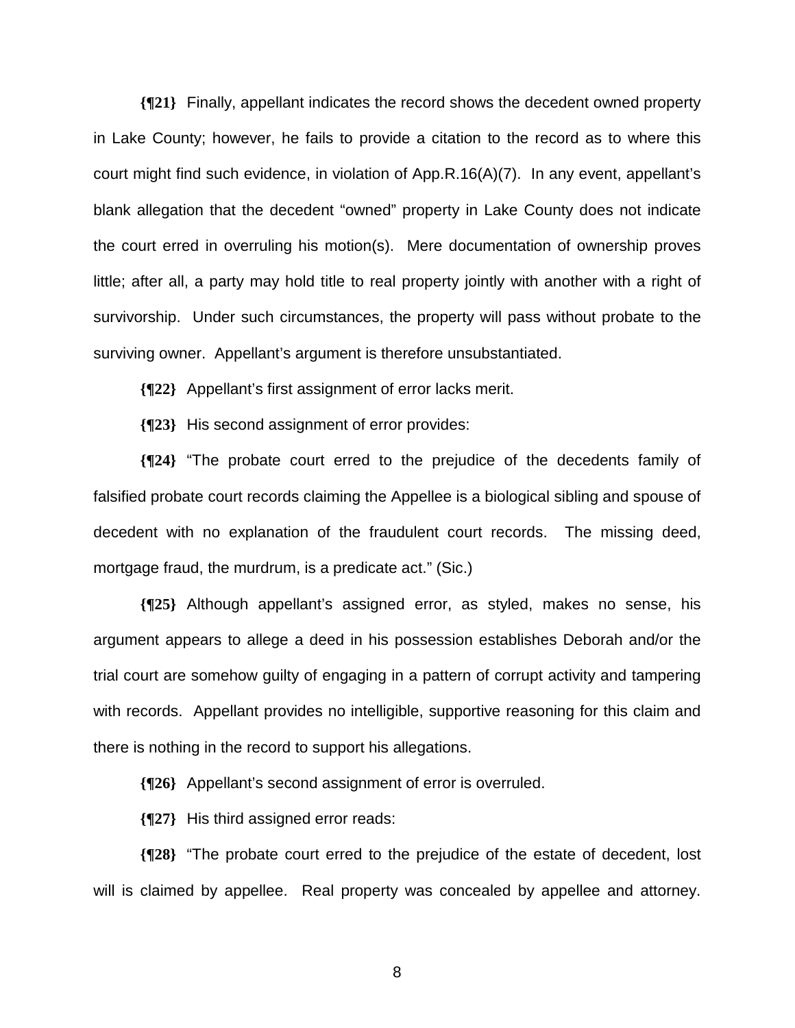**{¶21}** Finally, appellant indicates the record shows the decedent owned property in Lake County; however, he fails to provide a citation to the record as to where this court might find such evidence, in violation of App.R.16(A)(7). In any event, appellant's blank allegation that the decedent "owned" property in Lake County does not indicate the court erred in overruling his motion(s). Mere documentation of ownership proves little; after all, a party may hold title to real property jointly with another with a right of survivorship. Under such circumstances, the property will pass without probate to the surviving owner. Appellant's argument is therefore unsubstantiated.

**{¶22}** Appellant's first assignment of error lacks merit.

**{¶23}** His second assignment of error provides:

**{¶24}** "The probate court erred to the prejudice of the decedents family of falsified probate court records claiming the Appellee is a biological sibling and spouse of decedent with no explanation of the fraudulent court records. The missing deed, mortgage fraud, the murdrum, is a predicate act." (Sic.)

**{¶25}** Although appellant's assigned error, as styled, makes no sense, his argument appears to allege a deed in his possession establishes Deborah and/or the trial court are somehow guilty of engaging in a pattern of corrupt activity and tampering with records. Appellant provides no intelligible, supportive reasoning for this claim and there is nothing in the record to support his allegations.

**{¶26}** Appellant's second assignment of error is overruled.

**{¶27}** His third assigned error reads:

**{¶28}** "The probate court erred to the prejudice of the estate of decedent, lost will is claimed by appellee. Real property was concealed by appellee and attorney.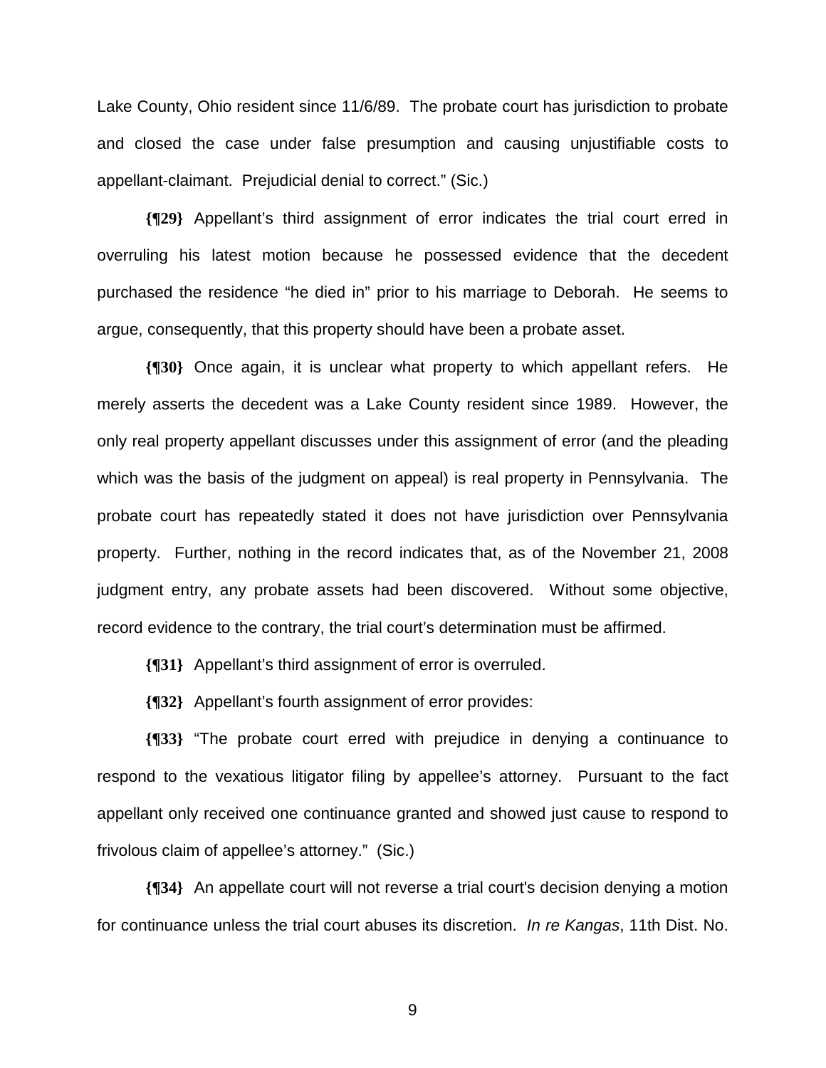Lake County, Ohio resident since 11/6/89. The probate court has jurisdiction to probate and closed the case under false presumption and causing unjustifiable costs to appellant-claimant. Prejudicial denial to correct." (Sic.)

**{¶29}** Appellant's third assignment of error indicates the trial court erred in overruling his latest motion because he possessed evidence that the decedent purchased the residence "he died in" prior to his marriage to Deborah. He seems to argue, consequently, that this property should have been a probate asset.

**{¶30}** Once again, it is unclear what property to which appellant refers. He merely asserts the decedent was a Lake County resident since 1989. However, the only real property appellant discusses under this assignment of error (and the pleading which was the basis of the judgment on appeal) is real property in Pennsylvania. The probate court has repeatedly stated it does not have jurisdiction over Pennsylvania property. Further, nothing in the record indicates that, as of the November 21, 2008 judgment entry, any probate assets had been discovered. Without some objective, record evidence to the contrary, the trial court's determination must be affirmed.

**{¶31}** Appellant's third assignment of error is overruled.

**{¶32}** Appellant's fourth assignment of error provides:

**{¶33}** "The probate court erred with prejudice in denying a continuance to respond to the vexatious litigator filing by appellee's attorney. Pursuant to the fact appellant only received one continuance granted and showed just cause to respond to frivolous claim of appellee's attorney." (Sic.)

**{¶34}** An appellate court will not reverse a trial court's decision denying a motion for continuance unless the trial court abuses its discretion. *In re Kangas*, 11th Dist. No.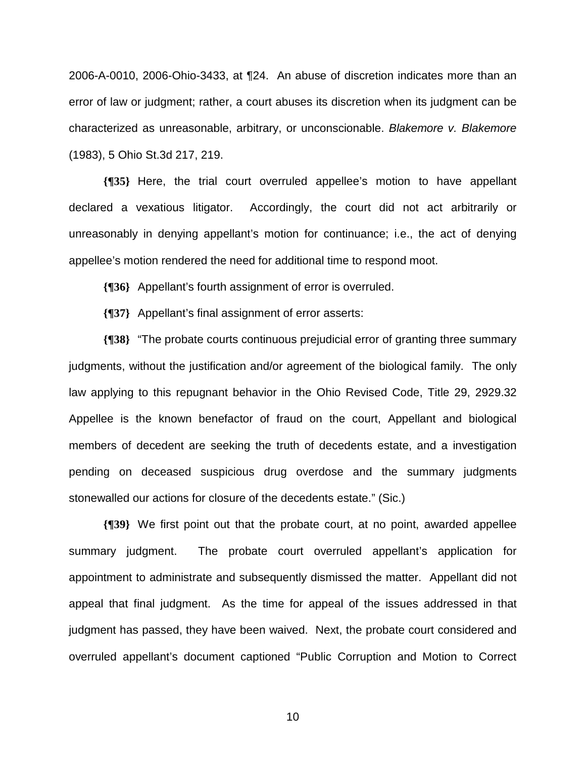2006-A-0010, 2006-Ohio-3433, at ¶24. An abuse of discretion indicates more than an error of law or judgment; rather, a court abuses its discretion when its judgment can be characterized as unreasonable, arbitrary, or unconscionable. *Blakemore v. Blakemore* (1983), 5 Ohio St.3d 217, 219.

**{¶35}** Here, the trial court overruled appellee's motion to have appellant declared a vexatious litigator. Accordingly, the court did not act arbitrarily or unreasonably in denying appellant's motion for continuance; i.e., the act of denying appellee's motion rendered the need for additional time to respond moot.

**{¶36}** Appellant's fourth assignment of error is overruled.

**{¶37}** Appellant's final assignment of error asserts:

**{¶38}** "The probate courts continuous prejudicial error of granting three summary judgments, without the justification and/or agreement of the biological family. The only law applying to this repugnant behavior in the Ohio Revised Code, Title 29, 2929.32 Appellee is the known benefactor of fraud on the court, Appellant and biological members of decedent are seeking the truth of decedents estate, and a investigation pending on deceased suspicious drug overdose and the summary judgments stonewalled our actions for closure of the decedents estate." (Sic.)

**{¶39}** We first point out that the probate court, at no point, awarded appellee summary judgment. The probate court overruled appellant's application for appointment to administrate and subsequently dismissed the matter. Appellant did not appeal that final judgment. As the time for appeal of the issues addressed in that judgment has passed, they have been waived. Next, the probate court considered and overruled appellant's document captioned "Public Corruption and Motion to Correct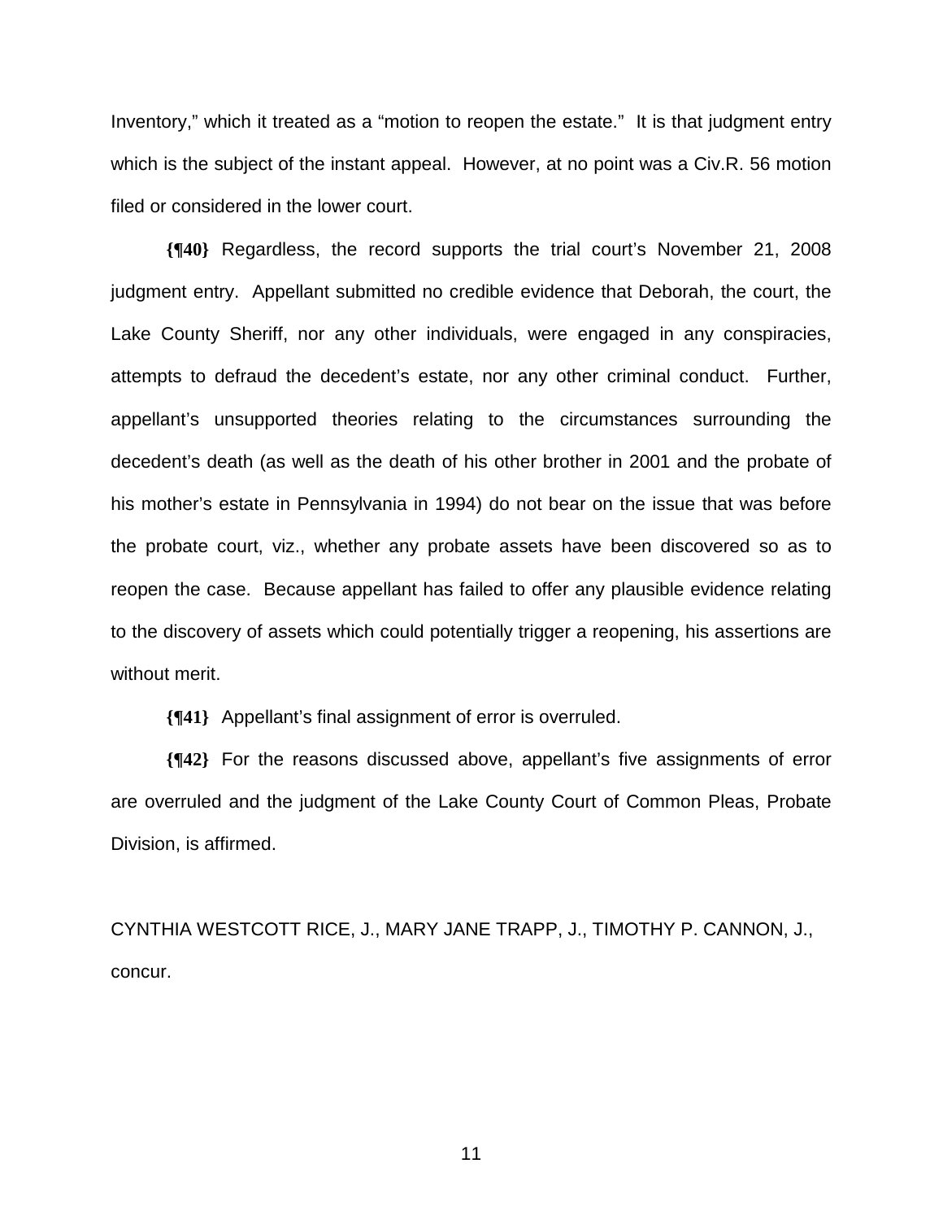Inventory," which it treated as a "motion to reopen the estate." It is that judgment entry which is the subject of the instant appeal. However, at no point was a Civ.R. 56 motion filed or considered in the lower court.

**{¶40}** Regardless, the record supports the trial court's November 21, 2008 judgment entry. Appellant submitted no credible evidence that Deborah, the court, the Lake County Sheriff, nor any other individuals, were engaged in any conspiracies, attempts to defraud the decedent's estate, nor any other criminal conduct. Further, appellant's unsupported theories relating to the circumstances surrounding the decedent's death (as well as the death of his other brother in 2001 and the probate of his mother's estate in Pennsylvania in 1994) do not bear on the issue that was before the probate court, viz., whether any probate assets have been discovered so as to reopen the case. Because appellant has failed to offer any plausible evidence relating to the discovery of assets which could potentially trigger a reopening, his assertions are without merit.

**{¶41}** Appellant's final assignment of error is overruled.

**{¶42}** For the reasons discussed above, appellant's five assignments of error are overruled and the judgment of the Lake County Court of Common Pleas, Probate Division, is affirmed.

CYNTHIA WESTCOTT RICE, J., MARY JANE TRAPP, J., TIMOTHY P. CANNON, J., concur.